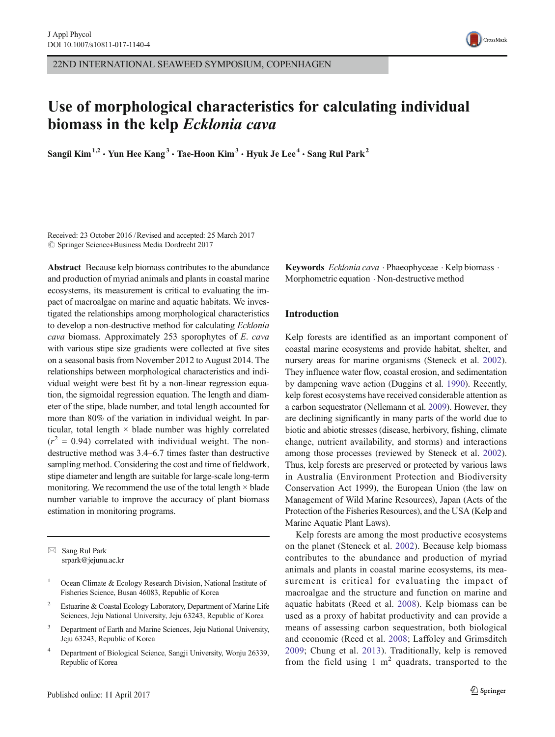22ND INTERNATIONAL SEAWEED SYMPOSIUM, COPENHAGEN

# Use of morphological characteristics for calculating individual biomass in the kelp *Ecklonia cava*

**Sangil Kim**[1,2] **· Yun Hee Kang**[3] **· Tae-Hoon Kim**[3] **· Hyuk Je Lee**[4] **· Sang Rul Park**[2]

Received: 23 October 2016 / Revised and accepted: 25 March 2017
© Springer Science+Business Media Dordrecht 2017

**Abstract** Because kelp biomass contributes to the abundance and production of myriad animals and plants in coastal marine ecosystems, its measurement is critical to evaluating the impact of macroalgae on marine and aquatic habitats. We investigated the relationships among morphological characteristics to develop a non-destructive method for calculating *Ecklonia cava* biomass. Approximately 253 sporophytes of *E. cava* with various stipe size gradients were collected at five sites on a seasonal basis from November 2012 to August 2014. The relationships between morphological characteristics and individual weight were best fit by a non-linear regression equation, the sigmoidal regression equation. The length and diameter of the stipe, blade number, and total length accounted for more than 80% of the variation in individual weight. In particular, total length × blade number was highly correlated ($r^2$ = 0.94) correlated with individual weight. The non-destructive method was 3.4–6.7 times faster than destructive sampling method. Considering the cost and time of fieldwork, stipe diameter and length are suitable for large-scale long-term monitoring. We recommend the use of the total length × blade number variable to improve the accuracy of plant biomass estimation in monitoring programs.

**Keywords** *Ecklonia cava* · Phaeophyceae · Kelp biomass · Morphometric equation · Non-destructive method

## Introduction

Kelp forests are identified as an important component of coastal marine ecosystems and provide habitat, shelter, and nursery areas for marine organisms (Steneck et al. 2002). They influence water flow, coastal erosion, and sedimentation by dampening wave action (Duggins et al. 1990). Recently, kelp forest ecosystems have received considerable attention as a carbon sequestrator (Nellemann et al. 2009). However, they are declining significantly in many parts of the world due to biotic and abiotic stresses (disease, herbivory, fishing, climate change, nutrient availability, and storms) and interactions among those processes (reviewed by Steneck et al. 2002). Thus, kelp forests are preserved or protected by various laws in Australia (Environment Protection and Biodiversity Conservation Act 1999), the European Union (the law on Management of Wild Marine Resources), Japan (Acts of the Protection of the Fisheries Resources), and the USA (Kelp and Marine Aquatic Plant Laws).

Kelp forests are among the most productive ecosystems on the planet (Steneck et al. 2002). Because kelp biomass contributes to the abundance and production of myriad animals and plants in coastal marine ecosystems, its measurement is critical for evaluating the impact of macroalgae and the structure and function on marine and aquatic habitats (Reed et al. 2008). Kelp biomass can be used as a proxy of habitat productivity and can provide a means of assessing carbon sequestration, both biological and economic (Reed et al. 2008; Laffoley and Grimsditch 2009; Chung et al. 2013). Traditionally, kelp is removed from the field using 1 m$^2$ quadrats, transported to the

✉ Sang Rul Park
srpark@jejunu.ac.kr

[1] Ocean Climate & Ecology Research Division, National Institute of Fisheries Science, Busan 46083, Republic of Korea

[2] Estuarine & Coastal Ecology Laboratory, Department of Marine Life Sciences, Jeju National University, Jeju 63243, Republic of Korea

[3] Department of Earth and Marine Sciences, Jeju National University, Jeju 63243, Republic of Korea

[4] Department of Biological Science, Sangji University, Wonju 26339, Republic of Korea

Published online: 11 April 2017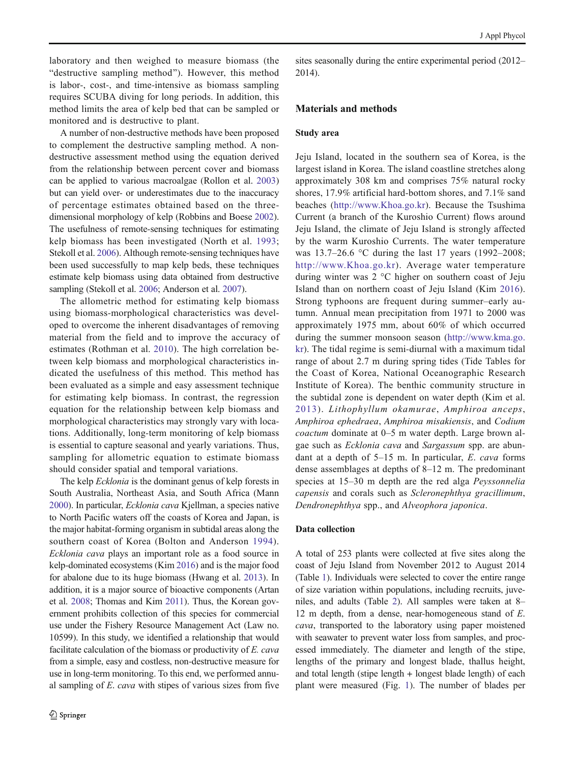laboratory and then weighed to measure biomass (the "destructive sampling method"). However, this method is labor-, cost-, and time-intensive as biomass sampling requires SCUBA diving for long periods. In addition, this method limits the area of kelp bed that can be sampled or monitored and is destructive to plant.

A number of non-destructive methods have been proposed to complement the destructive sampling method. A non-destructive assessment method using the equation derived from the relationship between percent cover and biomass can be applied to various macroalgae (Rollon et al. 2003) but can yield over- or underestimates due to the inaccuracy of percentage estimates obtained based on the three-dimensional morphology of kelp (Robbins and Boese 2002). The usefulness of remote-sensing techniques for estimating kelp biomass has been investigated (North et al. 1993; Stekoll et al. 2006). Although remote-sensing techniques have been used successfully to map kelp beds, these techniques estimate kelp biomass using data obtained from destructive sampling (Stekoll et al. 2006; Anderson et al. 2007).

The allometric method for estimating kelp biomass using biomass-morphological characteristics was developed to overcome the inherent disadvantages of removing material from the field and to improve the accuracy of estimates (Rothman et al. 2010). The high correlation between kelp biomass and morphological characteristics indicated the usefulness of this method. This method has been evaluated as a simple and easy assessment technique for estimating kelp biomass. In contrast, the regression equation for the relationship between kelp biomass and morphological characteristics may strongly vary with locations. Additionally, long-term monitoring of kelp biomass is essential to capture seasonal and yearly variations. Thus, sampling for allometric equation to estimate biomass should consider spatial and temporal variations.

The kelp *Ecklonia* is the dominant genus of kelp forests in South Australia, Northeast Asia, and South Africa (Mann 2000). In particular, *Ecklonia cava* Kjellman, a species native to North Pacific waters off the coasts of Korea and Japan, is the major habitat-forming organism in subtidal areas along the southern coast of Korea (Bolton and Anderson 1994). *Ecklonia cava* plays an important role as a food source in kelp-dominated ecosystems (Kim 2016) and is the major food for abalone due to its huge biomass (Hwang et al. 2013). In addition, it is a major source of bioactive components (Artan et al. 2008; Thomas and Kim 2011). Thus, the Korean government prohibits collection of this species for commercial use under the Fishery Resource Management Act (Law no. 10599). In this study, we identified a relationship that would facilitate calculation of the biomass or productivity of *E. cava* from a simple, easy and costless, non-destructive measure for use in long-term monitoring. To this end, we performed annual sampling of *E. cava* with stipes of various sizes from five sites seasonally during the entire experimental period (2012–2014).

## Materials and methods

### Study area

Jeju Island, located in the southern sea of Korea, is the largest island in Korea. The island coastline stretches along approximately 308 km and comprises 75% natural rocky shores, 17.9% artificial hard-bottom shores, and 7.1% sand beaches (http://www.Khoa.go.kr). Because the Tsushima Current (a branch of the Kuroshio Current) flows around Jeju Island, the climate of Jeju Island is strongly affected by the warm Kuroshio Currents. The water temperature was 13.7–26.6 °C during the last 17 years (1992–2008; http://www.Khoa.go.kr). Average water temperature during winter was 2 °C higher on southern coast of Jeju Island than on northern coast of Jeju Island (Kim 2016). Strong typhoons are frequent during summer–early autumn. Annual mean precipitation from 1971 to 2000 was approximately 1975 mm, about 60% of which occurred during the summer monsoon season (http://www.kma.go.kr). The tidal regime is semi-diurnal with a maximum tidal range of about 2.7 m during spring tides (Tide Tables for the Coast of Korea, National Oceanographic Research Institute of Korea). The benthic community structure in the subtidal zone is dependent on water depth (Kim et al. 2013). *Lithophyllum okamurae*, *Amphiroa anceps*, *Amphiroa ephedraea*, *Amphiroa misakiensis*, and *Codium coactum* dominate at 0–5 m water depth. Large brown algae such as *Ecklonia cava* and *Sargassum* spp. are abundant at a depth of 5–15 m. In particular, *E. cava* forms dense assemblages at depths of 8–12 m. The predominant species at 15–30 m depth are the red alga *Peyssonnelia capensis* and corals such as *Scleronephthya gracillimum*, *Dendronephthya* spp., and *Alveophora japonica*.

### Data collection

A total of 253 plants were collected at five sites along the coast of Jeju Island from November 2012 to August 2014 (Table 1). Individuals were selected to cover the entire range of size variation within populations, including recruits, juveniles, and adults (Table 2). All samples were taken at 8–12 m depth, from a dense, near-homogeneous stand of *E. cava*, transported to the laboratory using paper moistened with seawater to prevent water loss from samples, and processed immediately. The diameter and length of the stipe, lengths of the primary and longest blade, thallus height, and total length (stipe length + longest blade length) of each plant were measured (Fig. 1). The number of blades per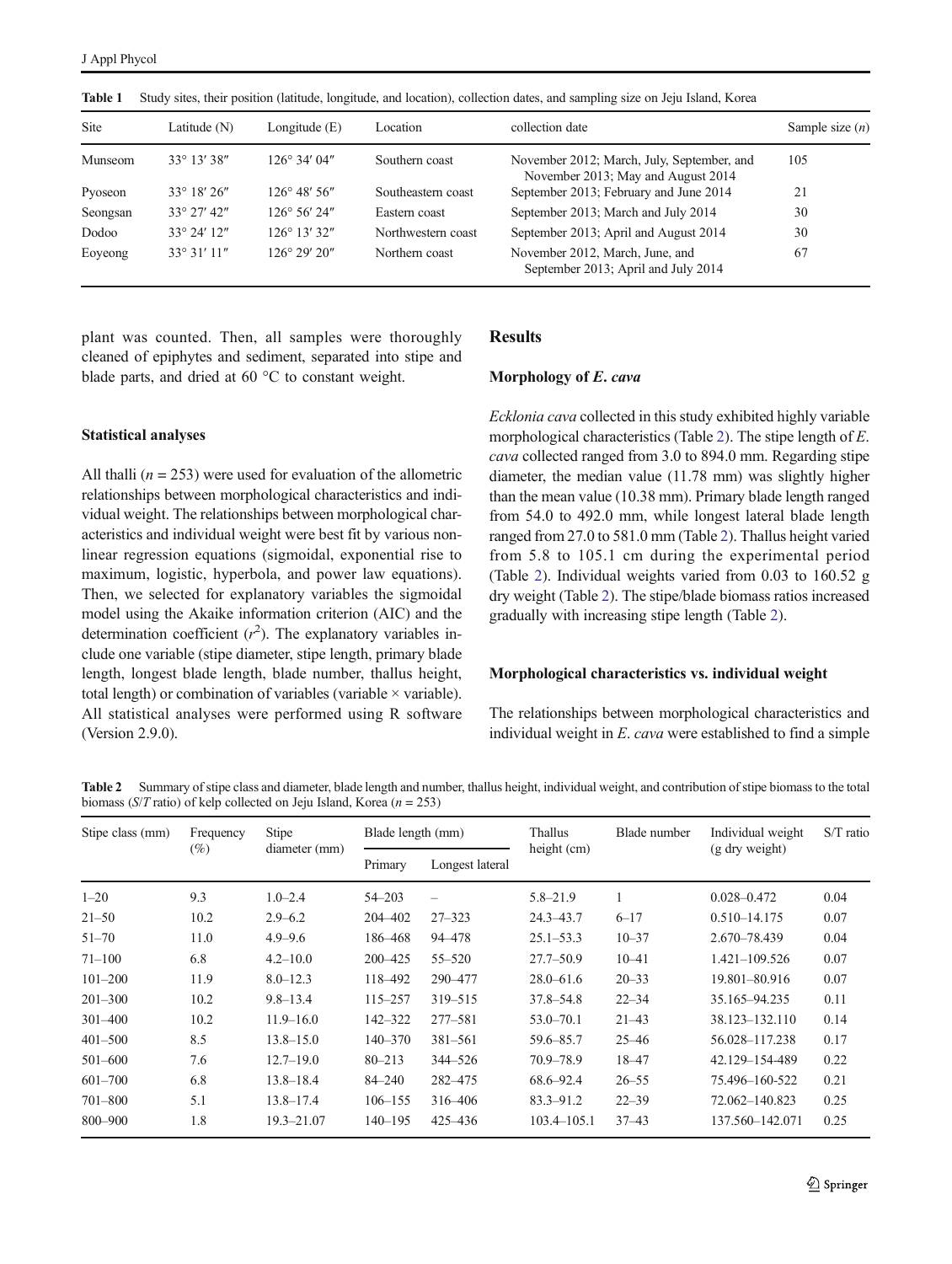**Table 1** Study sites, their position (latitude, longitude, and location), collection dates, and sampling size on Jeju Island, Korea

| Site | Latitude (N) | Longitude (E) | Location | collection date | Sample size ($n$) |
|---|---|---|---|---|---|
| Munseom | 33° 13′ 38″ | 126° 34′ 04″ | Southern coast | November 2012; March, July, September, and November 2013; May and August 2014 | 105 |
| Pyoseon | 33° 18′ 26″ | 126° 48′ 56″ | Southeastern coast | September 2013; February and June 2014 | 21 |
| Seongsan | 33° 27′ 42″ | 126° 56′ 24″ | Eastern coast | September 2013; March and July 2014 | 30 |
| Dodoo | 33° 24′ 12″ | 126° 13′ 32″ | Northwestern coast | September 2013; April and August 2014 | 30 |
| Eoyeong | 33° 31′ 11″ | 126° 29′ 20″ | Northern coast | November 2012, March, June, and September 2013; April and July 2014 | 67 |

plant was counted. Then, all samples were thoroughly cleaned of epiphytes and sediment, separated into stipe and blade parts, and dried at 60 °C to constant weight.

### Statistical analyses

All thalli ($n$ = 253) were used for evaluation of the allometric relationships between morphological characteristics and individual weight. The relationships between morphological characteristics and individual weight were best fit by various nonlinear regression equations (sigmoidal, exponential rise to maximum, logistic, hyperbola, and power law equations). Then, we selected for explanatory variables the sigmoidal model using the Akaike information criterion (AIC) and the determination coefficient ($r^2$). The explanatory variables include one variable (stipe diameter, stipe length, primary blade length, longest blade length, blade number, thallus height, total length) or combination of variables (variable × variable). All statistical analyses were performed using R software (Version 2.9.0).

## Results

### Morphology of *E. cava*

*Ecklonia cava* collected in this study exhibited highly variable morphological characteristics (Table 2). The stipe length of *E. cava* collected ranged from 3.0 to 894.0 mm. Regarding stipe diameter, the median value (11.78 mm) was slightly higher than the mean value (10.38 mm). Primary blade length ranged from 54.0 to 492.0 mm, while longest lateral blade length ranged from 27.0 to 581.0 mm (Table 2). Thallus height varied from 5.8 to 105.1 cm during the experimental period (Table 2). Individual weights varied from 0.03 to 160.52 g dry weight (Table 2). The stipe/blade biomass ratios increased gradually with increasing stipe length (Table 2).

### Morphological characteristics vs. individual weight

The relationships between morphological characteristics and individual weight in *E. cava* were established to find a simple

**Table 2** Summary of stipe class and diameter, blade length and number, thallus height, individual weight, and contribution of stipe biomass to the total biomass (*S*/*T* ratio) of kelp collected on Jeju Island, Korea ($n$ = 253)

| Stipe class (mm) | Frequency (%) | Stipe diameter (mm) | Blade length (mm) | | Thallus height (cm) | Blade number | Individual weight (g dry weight) | S/T ratio |
|---|---|---|---|---|---|---|---|---|
| | | | Primary | Longest lateral | | | | |
| 1–20 | 9.3 | 1.0–2.4 | 54–203 | – | 5.8–21.9 | 1 | 0.028–0.472 | 0.04 |
| 21–50 | 10.2 | 2.9–6.2 | 204–402 | 27–323 | 24.3–43.7 | 6–17 | 0.510–14.175 | 0.07 |
| 51–70 | 11.0 | 4.9–9.6 | 186–468 | 94–478 | 25.1–53.3 | 10–37 | 2.670–78.439 | 0.04 |
| 71–100 | 6.8 | 4.2–10.0 | 200–425 | 55–520 | 27.7–50.9 | 10–41 | 1.421–109.526 | 0.07 |
| 101–200 | 11.9 | 8.0–12.3 | 118–492 | 290–477 | 28.0–61.6 | 20–33 | 19.801–80.916 | 0.07 |
| 201–300 | 10.2 | 9.8–13.4 | 115–257 | 319–515 | 37.8–54.8 | 22–34 | 35.165–94.235 | 0.11 |
| 301–400 | 10.2 | 11.9–16.0 | 142–322 | 277–581 | 53.0–70.1 | 21–43 | 38.123–132.110 | 0.14 |
| 401–500 | 8.5 | 13.8–15.0 | 140–370 | 381–561 | 59.6–85.7 | 25–46 | 56.028–117.238 | 0.17 |
| 501–600 | 7.6 | 12.7–19.0 | 80–213 | 344–526 | 70.9–78.9 | 18–47 | 42.129–154.489 | 0.22 |
| 601–700 | 6.8 | 13.8–18.4 | 84–240 | 282–475 | 68.6–92.4 | 26–55 | 75.496–160.522 | 0.21 |
| 701–800 | 5.1 | 13.8–17.4 | 106–155 | 316–406 | 83.3–91.2 | 22–39 | 72.062–140.823 | 0.25 |
| 800–900 | 1.8 | 19.3–21.07 | 140–195 | 425–436 | 103.4–105.1 | 37–43 | 137.560–142.071 | 0.25 |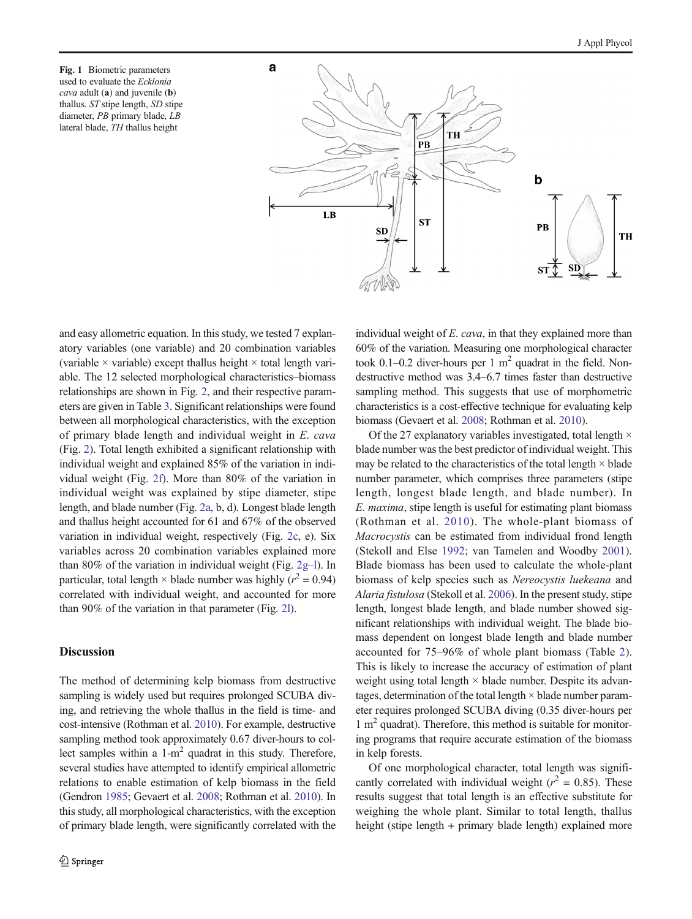Fig. 1 Biometric parameters used to evaluate the *Ecklonia cava* adult (**a**) and juvenile (**b**) thallus. *ST* stipe length, *SD* stipe diameter, *PB* primary blade, *LB* lateral blade, *TH* thallus height

and easy allometric equation. In this study, we tested 7 explanatory variables (one variable) and 20 combination variables (variable × variable) except thallus height × total length variable. The 12 selected morphological characteristics–biomass relationships are shown in Fig. 2, and their respective parameters are given in Table 3. Significant relationships were found between all morphological characteristics, with the exception of primary blade length and individual weight in *E. cava* (Fig. 2). Total length exhibited a significant relationship with individual weight and explained 85% of the variation in individual weight (Fig. 2f). More than 80% of the variation in individual weight was explained by stipe diameter, stipe length, and blade number (Fig. 2a, b, d). Longest blade length and thallus height accounted for 61 and 67% of the observed variation in individual weight, respectively (Fig. 2c, e). Six variables across 20 combination variables explained more than 80% of the variation in individual weight (Fig. 2g–l). In particular, total length × blade number was highly ($r^2 = 0.94$) correlated with individual weight, and accounted for more than 90% of the variation in that parameter (Fig. 2l).

## Discussion

The method of determining kelp biomass from destructive sampling is widely used but requires prolonged SCUBA diving, and retrieving the whole thallus in the field is time- and cost-intensive (Rothman et al. 2010). For example, destructive sampling method took approximately 0.67 diver-hours to collect samples within a 1-$m^2$ quadrat in this study. Therefore, several studies have attempted to identify empirical allometric relations to enable estimation of kelp biomass in the field (Gendron 1985; Gevaert et al. 2008; Rothman et al. 2010). In this study, all morphological characteristics, with the exception of primary blade length, were significantly correlated with the individual weight of *E. cava*, in that they explained more than 60% of the variation. Measuring one morphological character took 0.1–0.2 diver-hours per 1 $m^2$ quadrat in the field. Non-destructive method was 3.4–6.7 times faster than destructive sampling method. This suggests that use of morphometric characteristics is a cost-effective technique for evaluating kelp biomass (Gevaert et al. 2008; Rothman et al. 2010).

Of the 27 explanatory variables investigated, total length × blade number was the best predictor of individual weight. This may be related to the characteristics of the total length × blade number parameter, which comprises three parameters (stipe length, longest blade length, and blade number). In *E. maxima*, stipe length is useful for estimating plant biomass (Rothman et al. 2010). The whole-plant biomass of *Macrocystis* can be estimated from individual frond length (Stekoll and Else 1992; van Tamelen and Woodby 2001). Blade biomass has been used to calculate the whole-plant biomass of kelp species such as *Nereocystis luekeana* and *Alaria fistulosa* (Stekoll et al. 2006). In the present study, stipe length, longest blade length, and blade number showed significant relationships with individual weight. The blade biomass dependent on longest blade length and blade number accounted for 75–96% of whole plant biomass (Table 2). This is likely to increase the accuracy of estimation of plant weight using total length × blade number. Despite its advantages, determination of the total length × blade number parameter requires prolonged SCUBA diving (0.35 diver-hours per 1 $m^2$ quadrat). Therefore, this method is suitable for monitoring programs that require accurate estimation of the biomass in kelp forests.

Of one morphological character, total length was significantly correlated with individual weight ($r^2 = 0.85$). These results suggest that total length is an effective substitute for weighing the whole plant. Similar to total length, thallus height (stipe length + primary blade length) explained more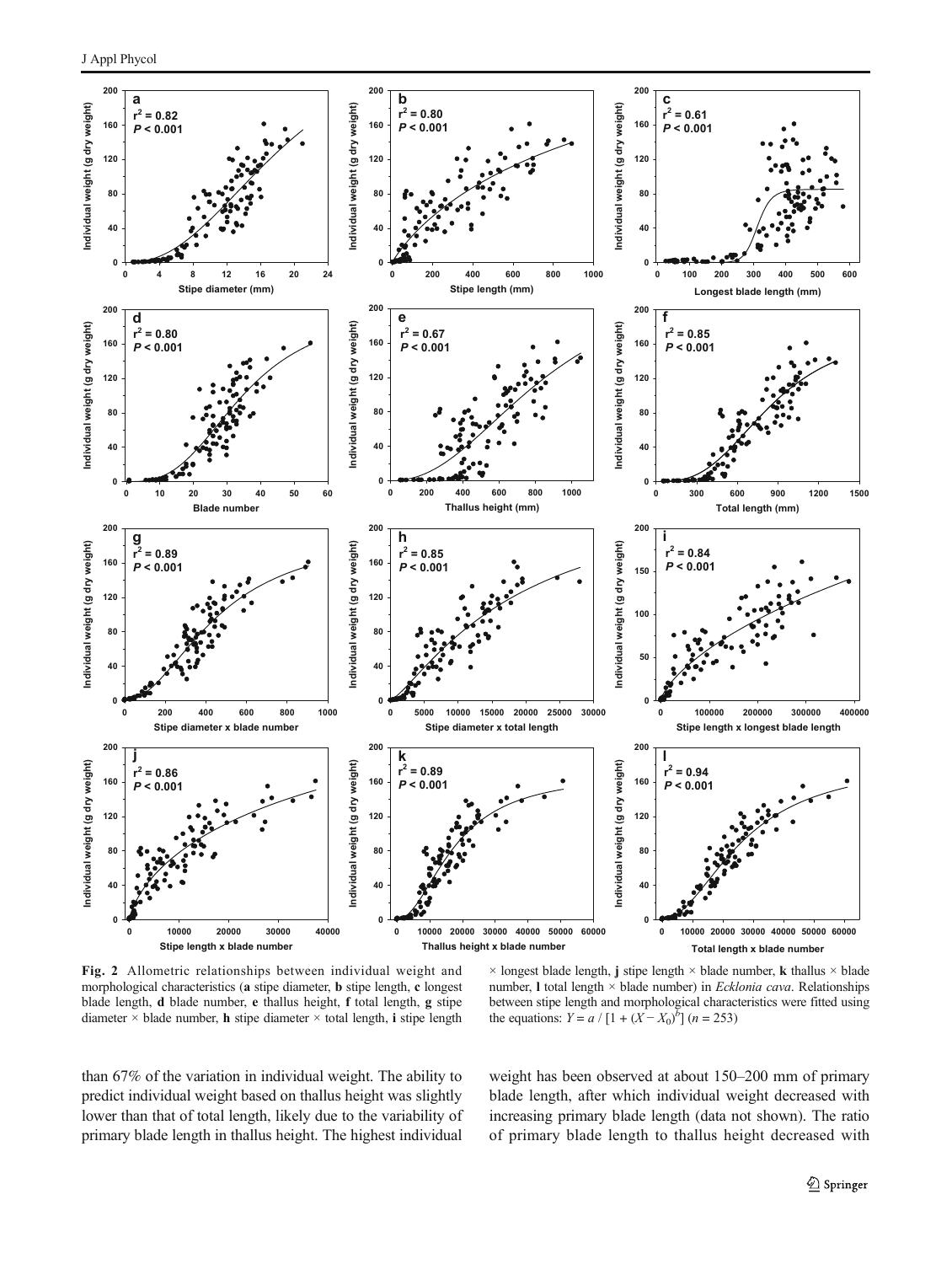**Fig. 2** Allometric relationships between individual weight and morphological characteristics (**a** stipe diameter, **b** stipe length, **c** longest blade length, **d** blade number, **e** thallus height, **f** total length, **g** stipe diameter × blade number, **h** stipe diameter × total length, **i** stipe length × longest blade length, **j** stipe length × blade number, **k** thallus × blade number, **l** total length × blade number) in *Ecklonia cava*. Relationships between stipe length and morphological characteristics were fitted using the equations: $Y = a / [1 + (X - X_0)^b]$ ($n = 253$)

than 67% of the variation in individual weight. The ability to predict individual weight based on thallus height was slightly lower than that of total length, likely due to the variability of primary blade length in thallus height. The highest individual weight has been observed at about 150–200 mm of primary blade length, after which individual weight decreased with increasing primary blade length (data not shown). The ratio of primary blade length to thallus height decreased with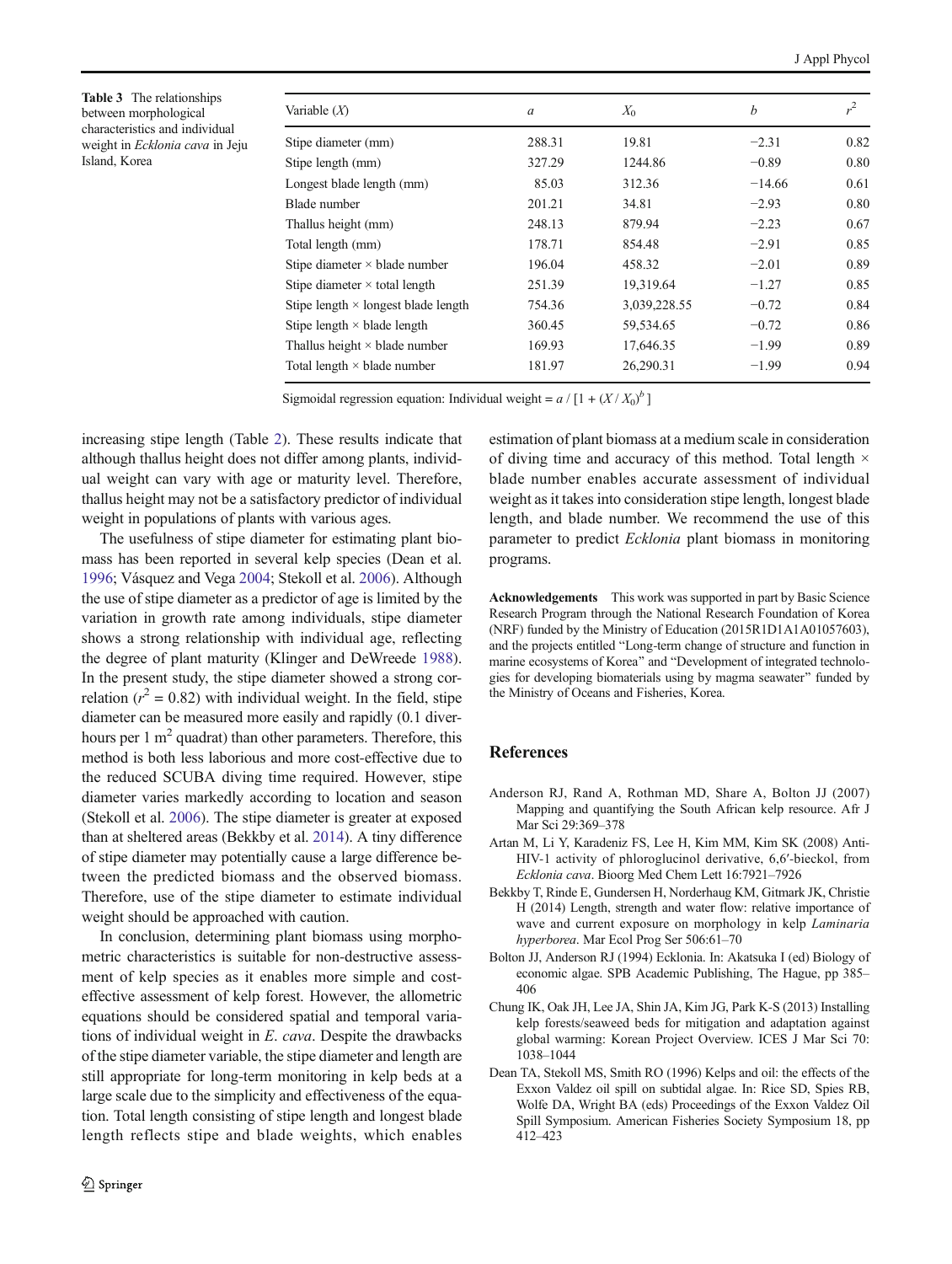**Table 3** The relationships between morphological characteristics and individual weight in *Ecklonia cava* in Jeju Island, Korea

| Variable ($X$) | $a$ | $X_0$ | $b$ | $r^2$ |
|---|---|---|---|---|
| Stipe diameter (mm) | 288.31 | 19.81 | −2.31 | 0.82 |
| Stipe length (mm) | 327.29 | 1244.86 | −0.89 | 0.80 |
| Longest blade length (mm) | 85.03 | 312.36 | −14.66 | 0.61 |
| Blade number | 201.21 | 34.81 | −2.93 | 0.80 |
| Thallus height (mm) | 248.13 | 879.94 | −2.23 | 0.67 |
| Total length (mm) | 178.71 | 854.48 | −2.91 | 0.85 |
| Stipe diameter × blade number | 196.04 | 458.32 | −2.01 | 0.89 |
| Stipe diameter × total length | 251.39 | 19,319.64 | −1.27 | 0.85 |
| Stipe length × longest blade length | 754.36 | 3,039,228.55 | −0.72 | 0.84 |
| Stipe length × blade length | 360.45 | 59,534.65 | −0.72 | 0.86 |
| Thallus height × blade number | 169.93 | 17,646.35 | −1.99 | 0.89 |
| Total length × blade number | 181.97 | 26,290.31 | −1.99 | 0.94 |

Sigmoidal regression equation: Individual weight = $a$ / [1 + $(X / X_0)^b$ ]

increasing stipe length (Table 2). These results indicate that although thallus height does not differ among plants, individual weight can vary with age or maturity level. Therefore, thallus height may not be a satisfactory predictor of individual weight in populations of plants with various ages.

The usefulness of stipe diameter for estimating plant biomass has been reported in several kelp species (Dean et al. 1996; Vásquez and Vega 2004; Stekoll et al. 2006). Although the use of stipe diameter as a predictor of age is limited by the variation in growth rate among individuals, stipe diameter shows a strong relationship with individual age, reflecting the degree of plant maturity (Klinger and DeWreede 1988). In the present study, the stipe diameter showed a strong correlation ($r^2$ = 0.82) with individual weight. In the field, stipe diameter can be measured more easily and rapidly (0.1 diver-hours per 1 $m^2$ quadrat) than other parameters. Therefore, this method is both less laborious and more cost-effective due to the reduced SCUBA diving time required. However, stipe diameter varies markedly according to location and season (Stekoll et al. 2006). The stipe diameter is greater at exposed than at sheltered areas (Bekkby et al. 2014). A tiny difference of stipe diameter may potentially cause a large difference between the predicted biomass and the observed biomass. Therefore, use of the stipe diameter to estimate individual weight should be approached with caution.

In conclusion, determining plant biomass using morphometric characteristics is suitable for non-destructive assessment of kelp species as it enables more simple and cost-effective assessment of kelp forest. However, the allometric equations should be considered spatial and temporal variations of individual weight in *E. cava*. Despite the drawbacks of the stipe diameter variable, the stipe diameter and length are still appropriate for long-term monitoring in kelp beds at a large scale due to the simplicity and effectiveness of the equation. Total length consisting of stipe length and longest blade length reflects stipe and blade weights, which enables estimation of plant biomass at a medium scale in consideration of diving time and accuracy of this method. Total length × blade number enables accurate assessment of individual weight as it takes into consideration stipe length, longest blade length, and blade number. We recommend the use of this parameter to predict *Ecklonia* plant biomass in monitoring programs.

**Acknowledgements** This work was supported in part by Basic Science Research Program through the National Research Foundation of Korea (NRF) funded by the Ministry of Education (2015R1D1A1A01057603), and the projects entitled "Long-term change of structure and function in marine ecosystems of Korea" and "Development of integrated technologies for developing biomaterials using by magma seawater" funded by the Ministry of Oceans and Fisheries, Korea.

## References

Anderson RJ, Rand A, Rothman MD, Share A, Bolton JJ (2007) Mapping and quantifying the South African kelp resource. Afr J Mar Sci 29:369–378

Artan M, Li Y, Karadeniz FS, Lee H, Kim MM, Kim SK (2008) Anti-HIV-1 activity of phloroglucinol derivative, 6,6′-bieckol, from *Ecklonia cava*. Bioorg Med Chem Lett 16:7921–7926

Bekkby T, Rinde E, Gundersen H, Norderhaug KM, Gitmark JK, Christie H (2014) Length, strength and water flow: relative importance of wave and current exposure on morphology in kelp *Laminaria hyperborea*. Mar Ecol Prog Ser 506:61–70

Bolton JJ, Anderson RJ (1994) Ecklonia. In: Akatsuka I (ed) Biology of economic algae. SPB Academic Publishing, The Hague, pp 385–406

Chung IK, Oak JH, Lee JA, Shin JA, Kim JG, Park K-S (2013) Installing kelp forests/seaweed beds for mitigation and adaptation against global warming: Korean Project Overview. ICES J Mar Sci 70: 1038–1044

Dean TA, Stekoll MS, Smith RO (1996) Kelps and oil: the effects of the Exxon Valdez oil spill on subtidal algae. In: Rice SD, Spies RB, Wolfe DA, Wright BA (eds) Proceedings of the Exxon Valdez Oil Spill Symposium. American Fisheries Society Symposium 18, pp 412–423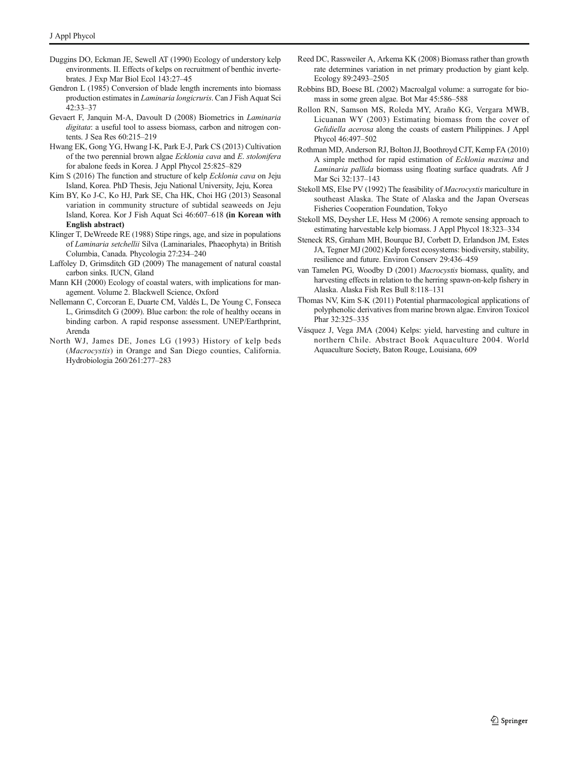Duggins DO, Eckman JE, Sewell AT (1990) Ecology of understory kelp environments. II. Effects of kelps on recruitment of benthic invertebrates. J Exp Mar Biol Ecol 143:27–45

Gendron L (1985) Conversion of blade length increments into biomass production estimates in *Laminaria longicruris*. Can J Fish Aquat Sci 42:33–37

Gevaert F, Janquin M-A, Davoult D (2008) Biometrics in *Laminaria digitata*: a useful tool to assess biomass, carbon and nitrogen contents. J Sea Res 60:215–219

Hwang EK, Gong YG, Hwang I-K, Park E-J, Park CS (2013) Cultivation of the two perennial brown algae *Ecklonia cava* and *E. stolonifera* for abalone feeds in Korea. J Appl Phycol 25:825–829

Kim S (2016) The function and structure of kelp *Ecklonia cava* on Jeju Island, Korea. PhD Thesis, Jeju National University, Jeju, Korea

Kim BY, Ko J-C, Ko HJ, Park SE, Cha HK, Choi HG (2013) Seasonal variation in community structure of subtidal seaweeds on Jeju Island, Korea. Kor J Fish Aquat Sci 46:607–618 **(in Korean with English abstract)**

Klinger T, DeWreede RE (1988) Stipe rings, age, and size in populations of *Laminaria setchellii* Silva (Laminariales, Phaeophyta) in British Columbia, Canada. Phycologia 27:234–240

Laffoley D, Grimsditch GD (2009) The management of natural coastal carbon sinks. IUCN, Gland

Mann KH (2000) Ecology of coastal waters, with implications for management. Volume 2. Blackwell Science, Oxford

Nellemann C, Corcoran E, Duarte CM, Valdés L, De Young C, Fonseca L, Grimsditch G (2009). Blue carbon: the role of healthy oceans in binding carbon. A rapid response assessment. UNEP/Earthprint, Arenda

North WJ, James DE, Jones LG (1993) History of kelp beds (*Macrocystis*) in Orange and San Diego counties, California. Hydrobiologia 260/261:277–283

Reed DC, Rassweiler A, Arkema KK (2008) Biomass rather than growth rate determines variation in net primary production by giant kelp. Ecology 89:2493–2505

Robbins BD, Boese BL (2002) Macroalgal volume: a surrogate for biomass in some green algae. Bot Mar 45:586–588

Rollon RN, Samson MS, Roleda MY, Araño KG, Vergara MWB, Licuanan WY (2003) Estimating biomass from the cover of *Gelidiella acerosa* along the coasts of eastern Philippines. J Appl Phycol 46:497–502

Rothman MD, Anderson RJ, Bolton JJ, Boothroyd CJT, Kemp FA (2010) A simple method for rapid estimation of *Ecklonia maxima* and *Laminaria pallida* biomass using floating surface quadrats. Afr J Mar Sci 32:137–143

Stekoll MS, Else PV (1992) The feasibility of *Macrocystis* mariculture in southeast Alaska. The State of Alaska and the Japan Overseas Fisheries Cooperation Foundation, Tokyo

Stekoll MS, Deysher LE, Hess M (2006) A remote sensing approach to estimating harvestable kelp biomass. J Appl Phycol 18:323–334

Steneck RS, Graham MH, Bourque BJ, Corbett D, Erlandson JM, Estes JA, Tegner MJ (2002) Kelp forest ecosystems: biodiversity, stability, resilience and future. Environ Conserv 29:436–459

van Tamelen PG, Woodby D (2001) *Macrocystis* biomass, quality, and harvesting effects in relation to the herring spawn-on-kelp fishery in Alaska. Alaska Fish Res Bull 8:118–131

Thomas NV, Kim S-K (2011) Potential pharmacological applications of polyphenolic derivatives from marine brown algae. Environ Toxicol Phar 32:325–335

Vásquez J, Vega JMA (2004) Kelps: yield, harvesting and culture in northern Chile. Abstract Book Aquaculture 2004. World Aquaculture Society, Baton Rouge, Louisiana, 609